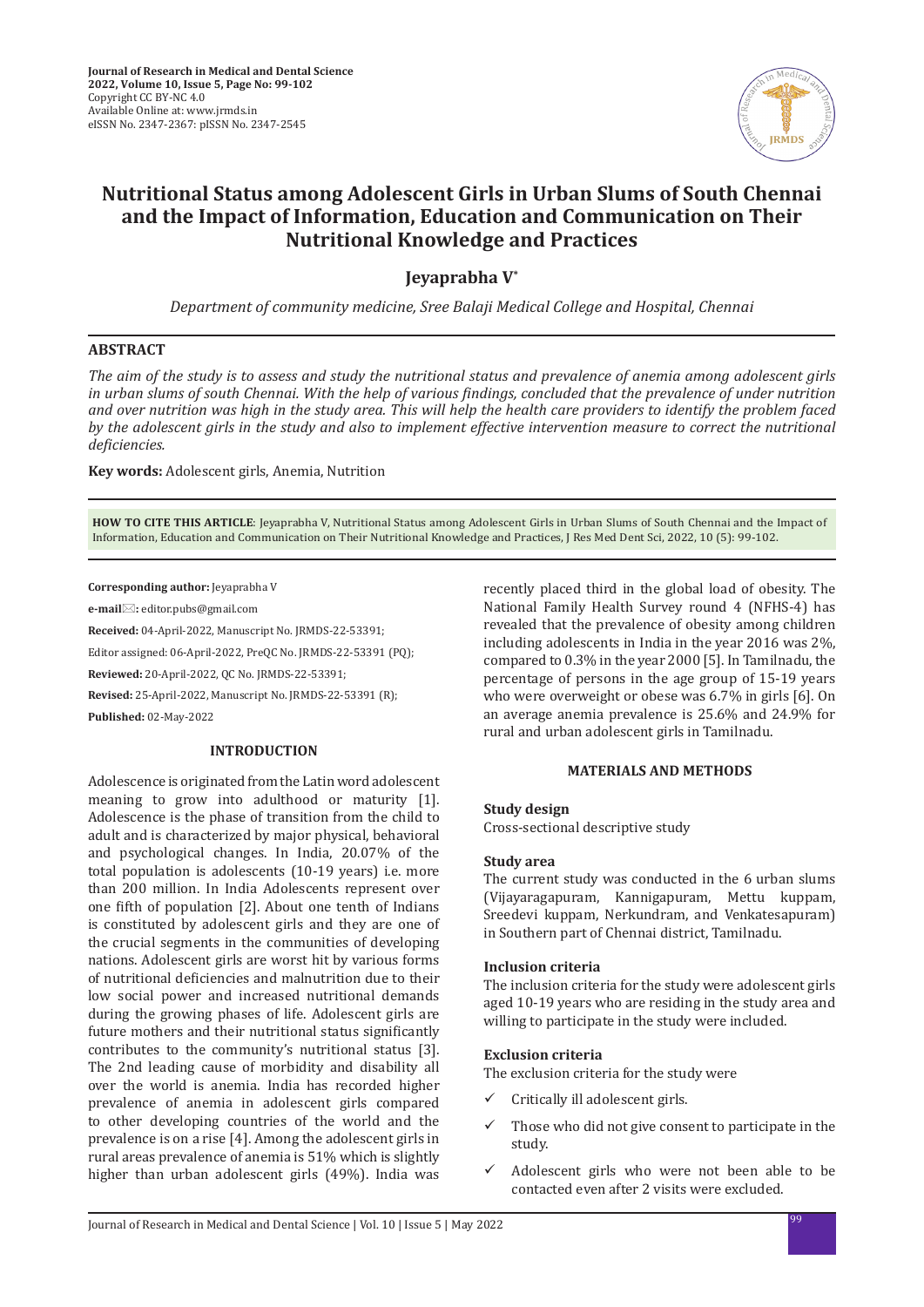# Nutritional Status among Adolescent Girls in Urban Slums of South Chennai and the Impact of Information, Education and Communication on Their Nutritional Knowledge and Practices

## Jeyaprabha V*

*Department of community medicine, Sree Balaji Medical College and Hospital, Chennai*

## ABSTRACT

*The aim of the study is to assess and study the nutritional status and prevalence of anemia among adolescent girls in urban slums of south Chennai. With the help of various findings, concluded that the prevalence of under nutrition and over nutrition was high in the study area. This will help the health care providers to identify the problem faced by the adolescent girls in the study and also to implement effective intervention measure to correct the nutritional deficiencies.*

**Key words:** Adolescent girls, Anemia, Nutrition

**HOW TO CITE THIS ARTICLE**: Jeyaprabha V, Nutritional Status among Adolescent Girls in Urban Slums of South Chennai and the Impact of Information, Education and Communication on Their Nutritional Knowledge and Practices, J Res Med Dent Sci, 2022, 10 (5): 99-102.

**Corresponding author:** Jeyaprabha V

**e-mail:** editor.pubs@gmail.com

**Received:** 04-April-2022, Manuscript No. JRMDS-22-53391;

Editor assigned: 06-April-2022, PreQC No. JRMDS-22-53391 (PQ);

**Reviewed:** 20-April-2022, QC No. JRMDS-22-53391;

**Revised:** 25-April-2022, Manuscript No. JRMDS-22-53391 (R);

**Published:** 02-May-2022

## INTRODUCTION

Adolescence is originated from the Latin word adolescent meaning to grow into adulthood or maturity [1]. Adolescence is the phase of transition from the child to adult and is characterized by major physical, behavioral and psychological changes. In India, 20.07% of the total population is adolescents (10-19 years) i.e. more than 200 million. In India Adolescents represent over one fifth of population [2]. About one tenth of Indians is constituted by adolescent girls and they are one of the crucial segments in the communities of developing nations. Adolescent girls are worst hit by various forms of nutritional deficiencies and malnutrition due to their low social power and increased nutritional demands during the growing phases of life. Adolescent girls are future mothers and their nutritional status significantly contributes to the community's nutritional status [3]. The 2nd leading cause of morbidity and disability all over the world is anemia. India has recorded higher prevalence of anemia in adolescent girls compared to other developing countries of the world and the prevalence is on a rise [4]. Among the adolescent girls in rural areas prevalence of anemia is 51% which is slightly higher than urban adolescent girls (49%). India was recently placed third in the global load of obesity. The National Family Health Survey round 4 (NFHS-4) has revealed that the prevalence of obesity among children including adolescents in India in the year 2016 was 2%, compared to 0.3% in the year 2000 [5]. In Tamilnadu, the percentage of persons in the age group of 15-19 years who were overweight or obese was 6.7% in girls [6]. On an average anemia prevalence is 25.6% and 24.9% for rural and urban adolescent girls in Tamilnadu.

## MATERIALS AND METHODS

### Study design

Cross-sectional descriptive study

### Study area

The current study was conducted in the 6 urban slums (Vijayaragapuram, Kannigapuram, Mettu kuppam, Sreedevi kuppam, Nerkundram, and Venkatesapuram) in Southern part of Chennai district, Tamilnadu.

### Inclusion criteria

The inclusion criteria for the study were adolescent girls aged 10-19 years who are residing in the study area and willing to participate in the study were included.

### Exclusion criteria

The exclusion criteria for the study were

- ✓ Critically ill adolescent girls.
- ✓ Those who did not give consent to participate in the study.
- ✓ Adolescent girls who were not been able to be contacted even after 2 visits were excluded.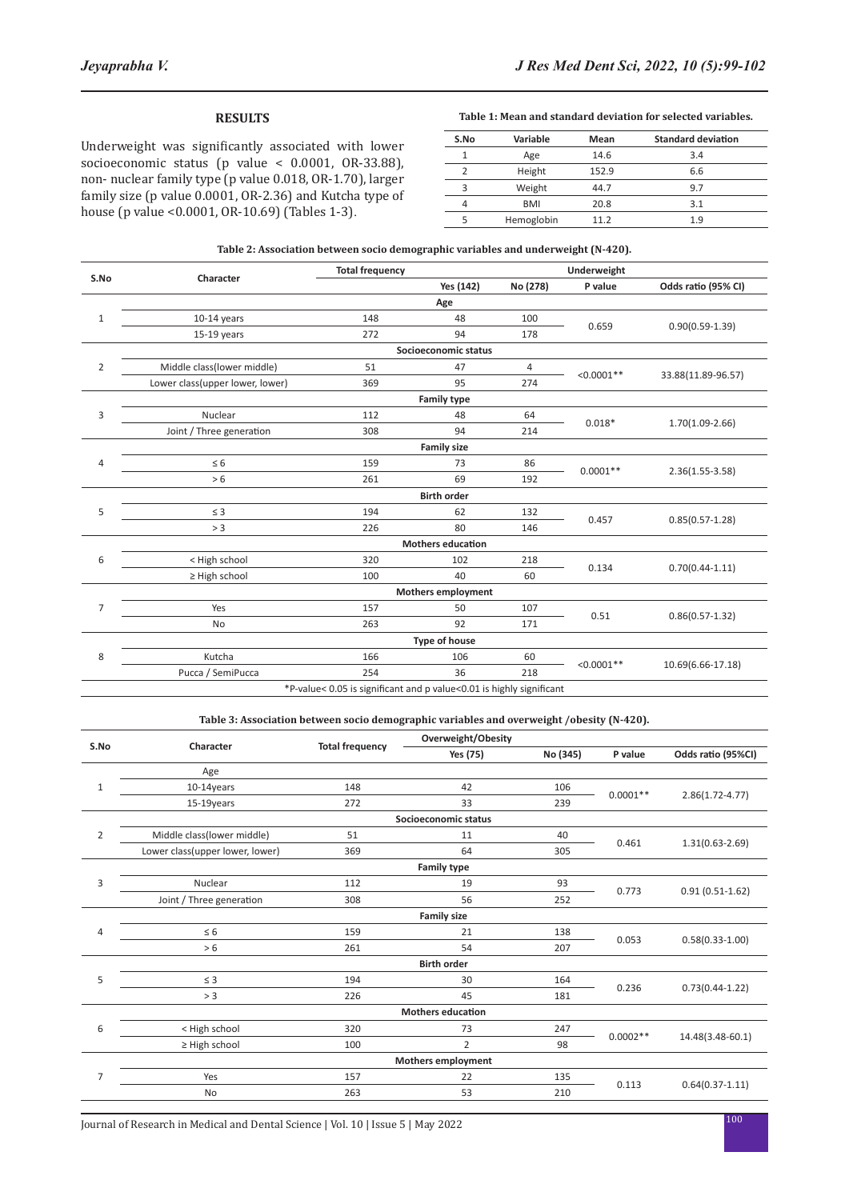## RESULTS

Underweight was significantly associated with lower socioeconomic status (p value < 0.0001, OR-33.88), non- nuclear family type (p value 0.018, OR-1.70), larger family size (p value 0.0001, OR-2.36) and Kutcha type of house (p value <0.0001, OR-10.69) (Tables 1-3).

**Table 1: Mean and standard deviation for selected variables.**

| S.No | Variable | Mean | Standard deviation |
|---|---|---|---|
| 1 | Age | 14.6 | 3.4 |
| 2 | Height | 152.9 | 6.6 |
| 3 | Weight | 44.7 | 9.7 |
| 4 | BMI | 20.8 | 3.1 |
| 5 | Hemoglobin | 11.2 | 1.9 |

**Table 2: Association between socio demographic variables and underweight (N-420).**

| S.No | Character | Total frequency | Underweight | | | |
|---|---|---|---|---|---|---|
| | | | Yes (142) | No (278) | P value | Odds ratio (95% CI) |
| | | | **Age** | | | |
| 1 | 10-14 years | 148 | 48 | 100 | 0.659 | 0.90(0.59-1.39) |
| | 15-19 years | 272 | 94 | 178 | | |
| | | | **Socioeconomic status** | | | |
| 2 | Middle class(lower middle) | 51 | 47 | 4 | <0.0001** | 33.88(11.89-96.57) |
| | Lower class(upper lower, lower) | 369 | 95 | 274 | | |
| | | | **Family type** | | | |
| 3 | Nuclear | 112 | 48 | 64 | 0.018* | 1.70(1.09-2.66) |
| | Joint / Three generation | 308 | 94 | 214 | | |
| | | | **Family size** | | | |
| 4 | ≤ 6 | 159 | 73 | 86 | 0.0001** | 2.36(1.55-3.58) |
| | > 6 | 261 | 69 | 192 | | |
| | | | **Birth order** | | | |
| 5 | ≤ 3 | 194 | 62 | 132 | 0.457 | 0.85(0.57-1.28) |
| | > 3 | 226 | 80 | 146 | | |
| | | | **Mothers education** | | | |
| 6 | < High school | 320 | 102 | 218 | 0.134 | 0.70(0.44-1.11) |
| | ≥ High school | 100 | 40 | 60 | | |
| | | | **Mothers employment** | | | |
| 7 | Yes | 157 | 50 | 107 | 0.51 | 0.86(0.57-1.32) |
| | No | 263 | 92 | 171 | | |
| | | | **Type of house** | | | |
| 8 | Kutcha | 166 | 106 | 60 | <0.0001** | 10.69(6.66-17.18) |
| | Pucca / SemiPucca | 254 | 36 | 218 | | |

*P-value< 0.05 is significant and p value<0.01 is highly significant

**Table 3: Association between socio demographic variables and overweight /obesity (N-420).**

| S.No | Character | Total frequency | Overweight/Obesity | | | |
|---|---|---|---|---|---|---|
| | | | Yes (75) | No (345) | P value | Odds ratio (95%CI) |
| | Age | | | | | |
| 1 | 10-14years | 148 | 42 | 106 | 0.0001** | 2.86(1.72-4.77) |
| | 15-19years | 272 | 33 | 239 | | |
| | | | **Socioeconomic status** | | | |
| 2 | Middle class(lower middle) | 51 | 11 | 40 | 0.461 | 1.31(0.63-2.69) |
| | Lower class(upper lower, lower) | 369 | 64 | 305 | | |
| | | | **Family type** | | | |
| 3 | Nuclear | 112 | 19 | 93 | 0.773 | 0.91 (0.51-1.62) |
| | Joint / Three generation | 308 | 56 | 252 | | |
| | | | **Family size** | | | |
| 4 | ≤ 6 | 159 | 21 | 138 | 0.053 | 0.58(0.33-1.00) |
| | > 6 | 261 | 54 | 207 | | |
| | | | **Birth order** | | | |
| 5 | ≤ 3 | 194 | 30 | 164 | 0.236 | 0.73(0.44-1.22) |
| | > 3 | 226 | 45 | 181 | | |
| | | | **Mothers education** | | | |
| 6 | < High school | 320 | 73 | 247 | 0.0002** | 14.48(3.48-60.1) |
| | ≥ High school | 100 | 2 | 98 | | |
| | | | **Mothers employment** | | | |
| 7 | Yes | 157 | 22 | 135 | 0.113 | 0.64(0.37-1.11) |
| | No | 263 | 53 | 210 | | |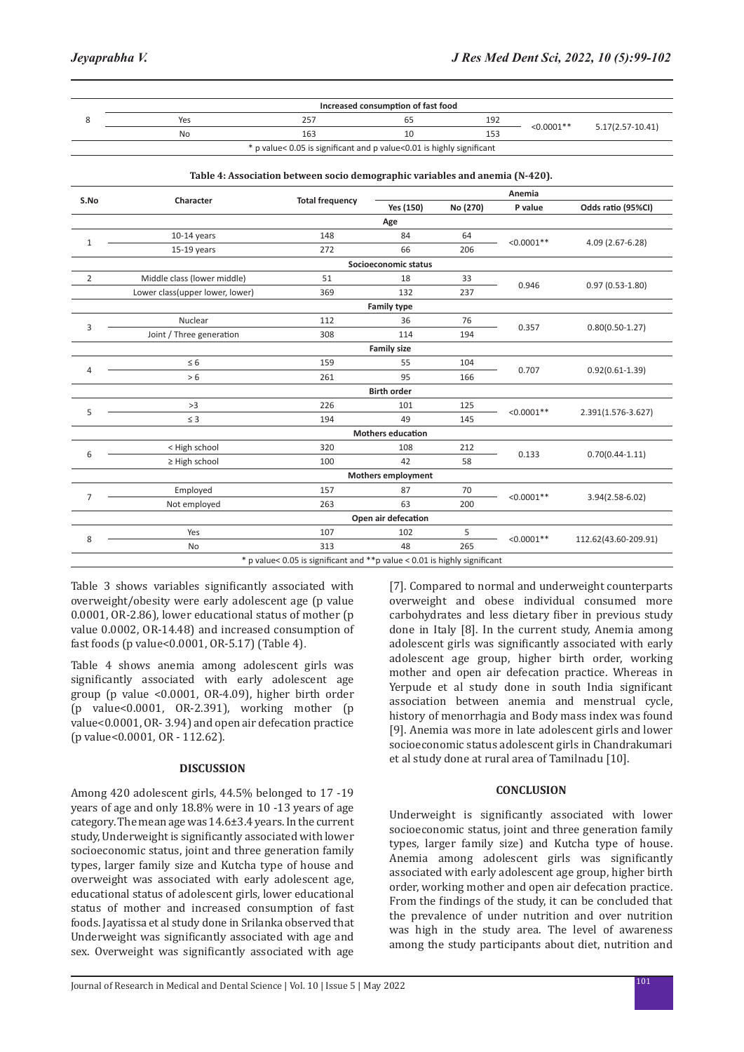| | | Increased consumption of fast food | | | | |
|---|---|---|---|---|---|---|
| 8 | Yes | 257 | 65 | 192 | <0.0001** | 5.17(2.57-10.41) |
| | No | 163 | 10 | 153 | | |

\* p value< 0.05 is significant and p value<0.01 is highly significant

**Table 4: Association between socio demographic variables and anemia (N-420).**

| S.No | Character | Total frequency | Anemia | | | |
|---|---|---|---|---|---|---|
| | | | Yes (150) | No (270) | P value | Odds ratio (95%CI) |
| | | | **Age** | | | |
| 1 | 10-14 years | 148 | 84 | 64 | <0.0001** | 4.09 (2.67-6.28) |
| | 15-19 years | 272 | 66 | 206 | | |
| | | | **Socioeconomic status** | | | |
| 2 | Middle class (lower middle) | 51 | 18 | 33 | 0.946 | 0.97 (0.53-1.80) |
| | Lower class(upper lower, lower) | 369 | 132 | 237 | | |
| | | | **Family type** | | | |
| 3 | Nuclear | 112 | 36 | 76 | 0.357 | 0.80(0.50-1.27) |
| | Joint / Three generation | 308 | 114 | 194 | | |
| | | | **Family size** | | | |
| 4 | ≤ 6 | 159 | 55 | 104 | 0.707 | 0.92(0.61-1.39) |
| | > 6 | 261 | 95 | 166 | | |
| | | | **Birth order** | | | |
| 5 | >3 | 226 | 101 | 125 | <0.0001** | 2.391(1.576-3.627) |
| | ≤ 3 | 194 | 49 | 145 | | |
| | | | **Mothers education** | | | |
| 6 | < High school | 320 | 108 | 212 | 0.133 | 0.70(0.44-1.11) |
| | ≥ High school | 100 | 42 | 58 | | |
| | | | **Mothers employment** | | | |
| 7 | Employed | 157 | 87 | 70 | <0.0001** | 3.94(2.58-6.02) |
| | Not employed | 263 | 63 | 200 | | |
| | | | **Open air defecation** | | | |
| 8 | Yes | 107 | 102 | 5 | <0.0001** | 112.62(43.60-209.91) |
| | No | 313 | 48 | 265 | | |

\* p value< 0.05 is significant and **p value < 0.01 is highly significant

Table 3 shows variables significantly associated with overweight/obesity were early adolescent age (p value 0.0001, OR-2.86), lower educational status of mother (p value 0.0002, OR-14.48) and increased consumption of fast foods (p value<0.0001, OR-5.17) (Table 4).

Table 4 shows anemia among adolescent girls was significantly associated with early adolescent age group (p value <0.0001, OR-4.09), higher birth order (p value<0.0001, OR-2.391), working mother (p value<0.0001, OR- 3.94) and open air defecation practice (p value<0.0001, OR - 112.62).

## DISCUSSION

Among 420 adolescent girls, 44.5% belonged to 17 -19 years of age and only 18.8% were in 10 -13 years of age category. The mean age was 14.6±3.4 years. In the current study, Underweight is significantly associated with lower socioeconomic status, joint and three generation family types, larger family size and Kutcha type of house and overweight was associated with early adolescent age, educational status of adolescent girls, lower educational status of mother and increased consumption of fast foods. Jayatissa et al study done in Srilanka observed that Underweight was significantly associated with age and sex. Overweight was significantly associated with age [7]. Compared to normal and underweight counterparts overweight and obese individual consumed more carbohydrates and less dietary fiber in previous study done in Italy [8]. In the current study, Anemia among adolescent girls was significantly associated with early adolescent age group, higher birth order, working mother and open air defecation practice. Whereas in Yerpude et al study done in south India significant association between anemia and menstrual cycle, history of menorrhagia and Body mass index was found [9]. Anemia was more in late adolescent girls and lower socioeconomic status adolescent girls in Chandrakumari et al study done at rural area of Tamilnadu [10].

## CONCLUSION

Underweight is significantly associated with lower socioeconomic status, joint and three generation family types, larger family size) and Kutcha type of house. Anemia among adolescent girls was significantly associated with early adolescent age group, higher birth order, working mother and open air defecation practice. From the findings of the study, it can be concluded that the prevalence of under nutrition and over nutrition was high in the study area. The level of awareness among the study participants about diet, nutrition and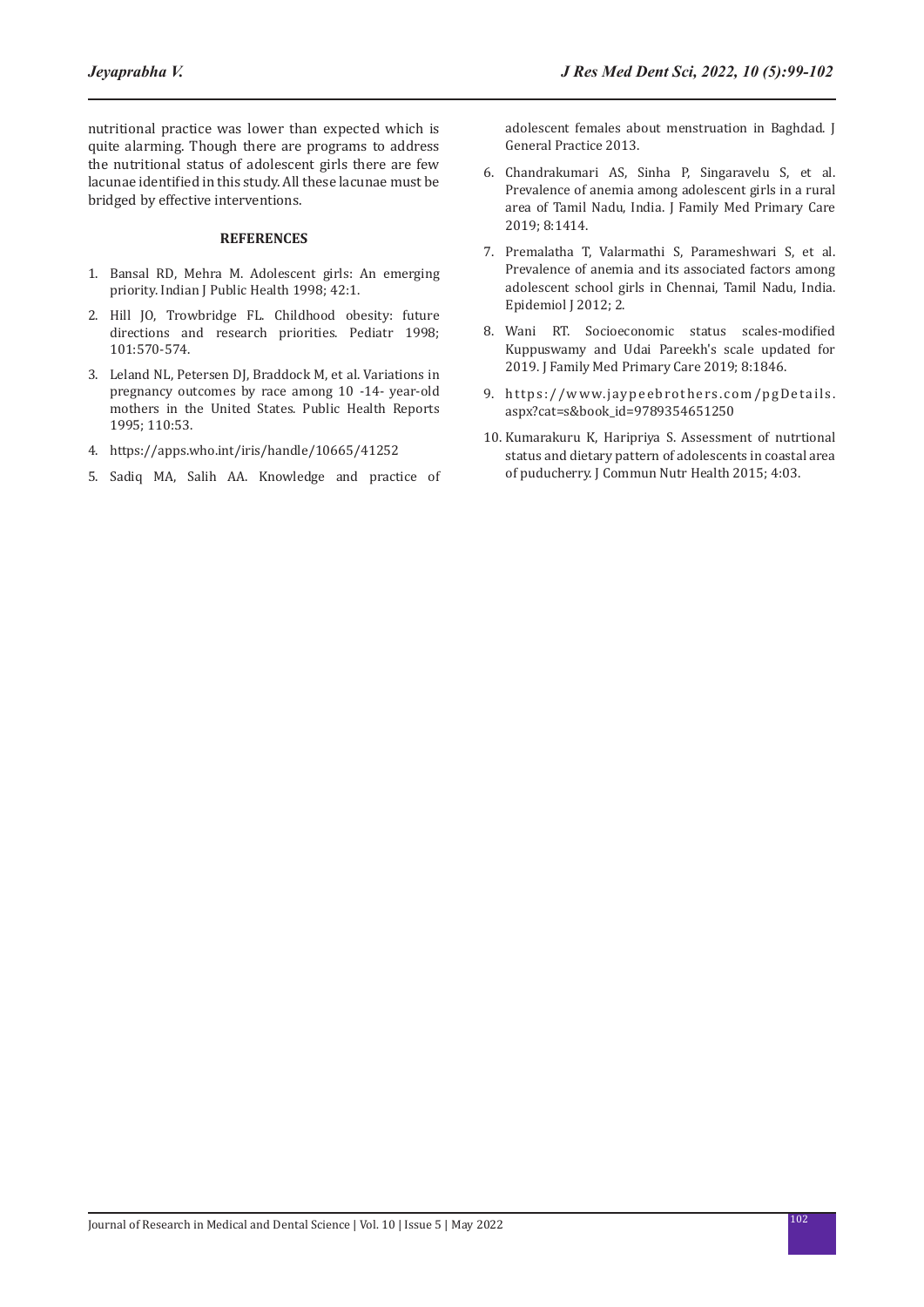nutritional practice was lower than expected which is quite alarming. Though there are programs to address the nutritional status of adolescent girls there are few lacunae identified in this study. All these lacunae must be bridged by effective interventions.

## REFERENCES

1. Bansal RD, Mehra M. Adolescent girls: An emerging priority. Indian J Public Health 1998; 42:1.
2. Hill JO, Trowbridge FL. Childhood obesity: future directions and research priorities. Pediatr 1998; 101:570-574.
3. Leland NL, Petersen DJ, Braddock M, et al. Variations in pregnancy outcomes by race among 10 -14- year-old mothers in the United States. Public Health Reports 1995; 110:53.
4. https://apps.who.int/iris/handle/10665/41252
5. Sadiq MA, Salih AA. Knowledge and practice of adolescent females about menstruation in Baghdad. J General Practice 2013.
6. Chandrakumari AS, Sinha P, Singaravelu S, et al. Prevalence of anemia among adolescent girls in a rural area of Tamil Nadu, India. J Family Med Primary Care 2019; 8:1414.
7. Premalatha T, Valarmathi S, Parameshwari S, et al. Prevalence of anemia and its associated factors among adolescent school girls in Chennai, Tamil Nadu, India. Epidemiol J 2012; 2.
8. Wani RT. Socioeconomic status scales-modified Kuppuswamy and Udai Pareekh's scale updated for 2019. J Family Med Primary Care 2019; 8:1846.
9. https://www.jaypeebrothers.com/pgDetails.aspx?cat=s&book_id=9789354651250
10. Kumarakuru K, Haripriya S. Assessment of nutrtional status and dietary pattern of adolescents in coastal area of puducherry. J Commun Nutr Health 2015; 4:03.